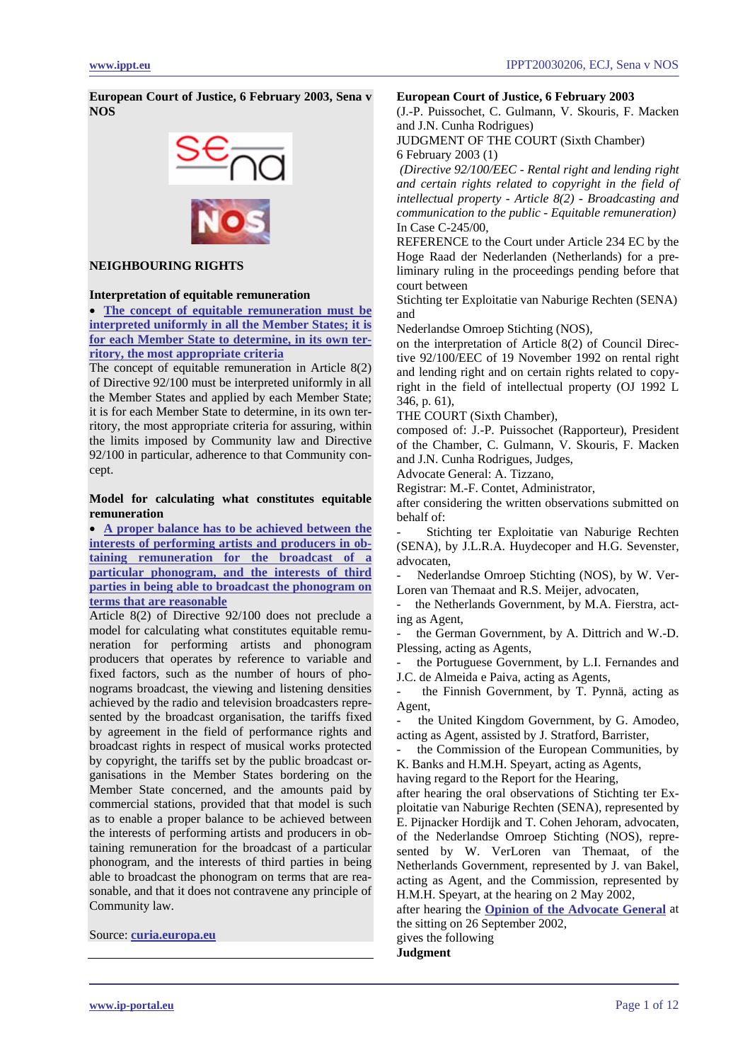**European Court of Justice, 6 February 2003, Sena v NOS**

**NEIGHBOURING RIGHTS**

**Interpretation of equitable remuneration**

- **The concept of equitable remuneration must be interpreted uniformly in all the Member States; it is for each Member State to determine, in its own territory, the most appropriate criteria**

The concept of equitable remuneration in Article 8(2) of Directive 92/100 must be interpreted uniformly in all the Member States and applied by each Member State; it is for each Member State to determine, in its own territory, the most appropriate criteria for assuring, within the limits imposed by Community law and Directive 92/100 in particular, adherence to that Community concept.

**Model for calculating what constitutes equitable remuneration**

- **A proper balance has to be achieved between the interests of performing artists and producers in obtaining remuneration for the broadcast of a particular phonogram, and the interests of third parties in being able to broadcast the phonogram on terms that are reasonable**

Article 8(2) of Directive 92/100 does not preclude a model for calculating what constitutes equitable remuneration for performing artists and phonogram producers that operates by reference to variable and fixed factors, such as the number of hours of phonograms broadcast, the viewing and listening densities achieved by the radio and television broadcasters represented by the broadcast organisation, the tariffs fixed by agreement in the field of performance rights and broadcast rights in respect of musical works protected by copyright, the tariffs set by the public broadcast organisations in the Member States bordering on the Member State concerned, and the amounts paid by commercial stations, provided that that model is such as to enable a proper balance to be achieved between the interests of performing artists and producers in obtaining remuneration for the broadcast of a particular phonogram, and the interests of third parties in being able to broadcast the phonogram on terms that are reasonable, and that it does not contravene any principle of Community law.

Source: **curia.europa.eu**

**European Court of Justice, 6 February 2003**

(J.-P. Puissochet, C. Gulmann, V. Skouris, F. Macken and J.N. Cunha Rodrigues)

JUDGMENT OF THE COURT (Sixth Chamber)

6 February 2003 (1)

*(Directive 92/100/EEC - Rental right and lending right and certain rights related to copyright in the field of intellectual property - Article 8(2) - Broadcasting and communication to the public - Equitable remuneration)*

In Case C-245/00,

REFERENCE to the Court under Article 234 EC by the Hoge Raad der Nederlanden (Netherlands) for a preliminary ruling in the proceedings pending before that court between

Stichting ter Exploitatie van Naburige Rechten (SENA)

and

Nederlandse Omroep Stichting (NOS),

on the interpretation of Article 8(2) of Council Directive 92/100/EEC of 19 November 1992 on rental right and lending right and on certain rights related to copyright in the field of intellectual property (OJ 1992 L 346, p. 61),

THE COURT (Sixth Chamber),

composed of: J.-P. Puissochet (Rapporteur), President of the Chamber, C. Gulmann, V. Skouris, F. Macken and J.N. Cunha Rodrigues, Judges,

Advocate General: A. Tizzano,

Registrar: M.-F. Contet, Administrator,

after considering the written observations submitted on behalf of:

- Stichting ter Exploitatie van Naburige Rechten (SENA), by J.L.R.A. Huydecoper and H.G. Sevenster, advocaten,
- Nederlandse Omroep Stichting (NOS), by W. VerLoren van Themaat and R.S. Meijer, advocaten,
- the Netherlands Government, by M.A. Fierstra, acting as Agent,
- the German Government, by A. Dittrich and W.-D. Plessing, acting as Agents,
- the Portuguese Government, by L.I. Fernandes and J.C. de Almeida e Paiva, acting as Agents,
- the Finnish Government, by T. Pynnä, acting as Agent,
- the United Kingdom Government, by G. Amodeo, acting as Agent, assisted by J. Stratford, Barrister,
- the Commission of the European Communities, by K. Banks and H.M.H. Speyart, acting as Agents,

having regard to the Report for the Hearing,

after hearing the oral observations of Stichting ter Exploitatie van Naburige Rechten (SENA), represented by E. Pijnacker Hordijk and T. Cohen Jehoram, advocaten, of the Nederlandse Omroep Stichting (NOS), represented by W. VerLoren van Themaat, of the Netherlands Government, represented by J. van Bakel, acting as Agent, and the Commission, represented by H.M.H. Speyart, at the hearing on 2 May 2002,

after hearing the **Opinion of the Advocate General** at the sitting on 26 September 2002,

gives the following

**Judgment**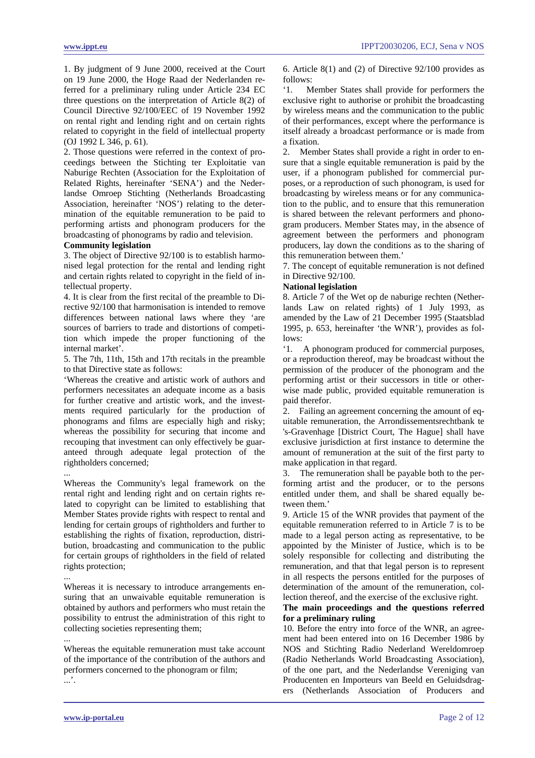1. By judgment of 9 June 2000, received at the Court on 19 June 2000, the Hoge Raad der Nederlanden referred for a preliminary ruling under Article 234 EC three questions on the interpretation of Article 8(2) of Council Directive 92/100/EEC of 19 November 1992 on rental right and lending right and on certain rights related to copyright in the field of intellectual property (OJ 1992 L 346, p. 61).

2. Those questions were referred in the context of proceedings between the Stichting ter Exploitatie van Naburige Rechten (Association for the Exploitation of Related Rights, hereinafter 'SENA') and the Nederlandse Omroep Stichting (Netherlands Broadcasting Association, hereinafter 'NOS') relating to the determination of the equitable remuneration to be paid to performing artists and phonogram producers for the broadcasting of phonograms by radio and television.

**Community legislation**

3. The object of Directive 92/100 is to establish harmonised legal protection for the rental and lending right and certain rights related to copyright in the field of intellectual property.

4. It is clear from the first recital of the preamble to Directive 92/100 that harmonisation is intended to remove differences between national laws where they 'are sources of barriers to trade and distortions of competition which impede the proper functioning of the internal market'.

5. The 7th, 11th, 15th and 17th recitals in the preamble to that Directive state as follows:

'Whereas the creative and artistic work of authors and performers necessitates an adequate income as a basis for further creative and artistic work, and the investments required particularly for the production of phonograms and films are especially high and risky; whereas the possibility for securing that income and recouping that investment can only effectively be guaranteed through adequate legal protection of the rightholders concerned;

...

Whereas the Community's legal framework on the rental right and lending right and on certain rights related to copyright can be limited to establishing that Member States provide rights with respect to rental and lending for certain groups of rightholders and further to establishing the rights of fixation, reproduction, distribution, broadcasting and communication to the public for certain groups of rightholders in the field of related rights protection;

...

Whereas it is necessary to introduce arrangements ensuring that an unwaivable equitable remuneration is obtained by authors and performers who must retain the possibility to entrust the administration of this right to collecting societies representing them;

...

Whereas the equitable remuneration must take account of the importance of the contribution of the authors and performers concerned to the phonogram or film;

...'.

6. Article 8(1) and (2) of Directive 92/100 provides as follows:

'1. Member States shall provide for performers the exclusive right to authorise or prohibit the broadcasting by wireless means and the communication to the public of their performances, except where the performance is itself already a broadcast performance or is made from a fixation.

2. Member States shall provide a right in order to ensure that a single equitable remuneration is paid by the user, if a phonogram published for commercial purposes, or a reproduction of such phonogram, is used for broadcasting by wireless means or for any communication to the public, and to ensure that this remuneration is shared between the relevant performers and phonogram producers. Member States may, in the absence of agreement between the performers and phonogram producers, lay down the conditions as to the sharing of this remuneration between them.'

7. The concept of equitable remuneration is not defined in Directive 92/100.

**National legislation**

8. Article 7 of the Wet op de naburige rechten (Netherlands Law on related rights) of 1 July 1993, as amended by the Law of 21 December 1995 (Staatsblad 1995, p. 653, hereinafter 'the WNR'), provides as follows:

'1. A phonogram produced for commercial purposes, or a reproduction thereof, may be broadcast without the permission of the producer of the phonogram and the performing artist or their successors in title or otherwise made public, provided equitable remuneration is paid therefor.

2. Failing an agreement concerning the amount of equitable remuneration, the Arrondissementsrechtbank te 's-Gravenhage [District Court, The Hague] shall have exclusive jurisdiction at first instance to determine the amount of remuneration at the suit of the first party to make application in that regard.

3. The remuneration shall be payable both to the performing artist and the producer, or to the persons entitled under them, and shall be shared equally between them.'

9. Article 15 of the WNR provides that payment of the equitable remuneration referred to in Article 7 is to be made to a legal person acting as representative, to be appointed by the Minister of Justice, which is to be solely responsible for collecting and distributing the remuneration, and that that legal person is to represent in all respects the persons entitled for the purposes of determination of the amount of the remuneration, collection thereof, and the exercise of the exclusive right.

**The main proceedings and the questions referred for a preliminary ruling**

10. Before the entry into force of the WNR, an agreement had been entered into on 16 December 1986 by NOS and Stichting Radio Nederland Wereldomroep (Radio Netherlands World Broadcasting Association), of the one part, and the Nederlandse Vereniging van Producenten en Importeurs van Beeld en Geluidsdragers (Netherlands Association of Producers and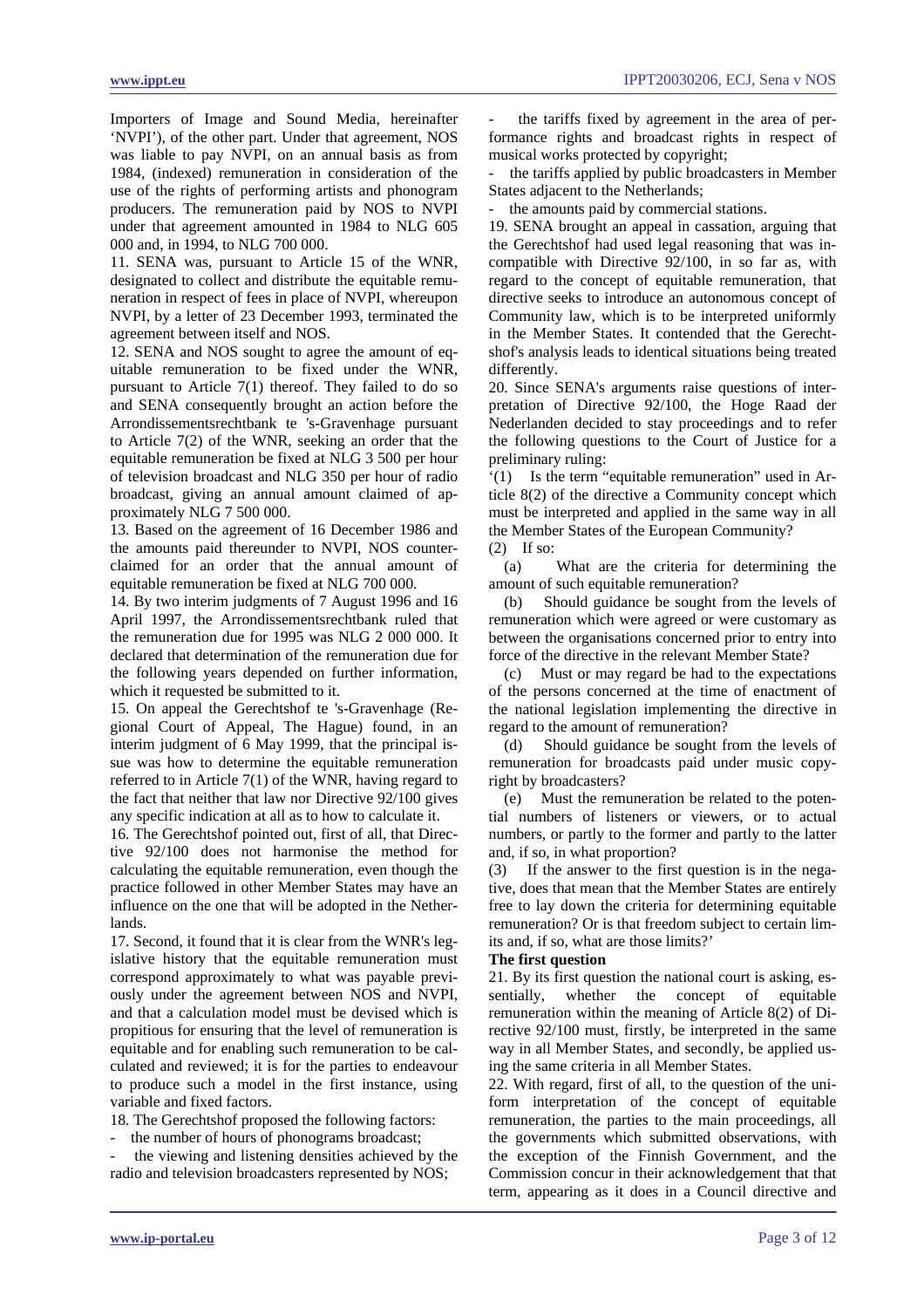Importers of Image and Sound Media, hereinafter 'NVPI'), of the other part. Under that agreement, NOS was liable to pay NVPI, on an annual basis as from 1984, (indexed) remuneration in consideration of the use of the rights of performing artists and phonogram producers. The remuneration paid by NOS to NVPI under that agreement amounted in 1984 to NLG 605 000 and, in 1994, to NLG 700 000.

11. SENA was, pursuant to Article 15 of the WNR, designated to collect and distribute the equitable remuneration in respect of fees in place of NVPI, whereupon NVPI, by a letter of 23 December 1993, terminated the agreement between itself and NOS.

12. SENA and NOS sought to agree the amount of equitable remuneration to be fixed under the WNR, pursuant to Article 7(1) thereof. They failed to do so and SENA consequently brought an action before the Arrondissementsrechtbank te 's-Gravenhage pursuant to Article 7(2) of the WNR, seeking an order that the equitable remuneration be fixed at NLG 3 500 per hour of television broadcast and NLG 350 per hour of radio broadcast, giving an annual amount claimed of approximately NLG 7 500 000.

13. Based on the agreement of 16 December 1986 and the amounts paid thereunder to NVPI, NOS counterclaimed for an order that the annual amount of equitable remuneration be fixed at NLG 700 000.

14. By two interim judgments of 7 August 1996 and 16 April 1997, the Arrondissementsrechtbank ruled that the remuneration due for 1995 was NLG 2 000 000. It declared that determination of the remuneration due for the following years depended on further information, which it requested be submitted to it.

15. On appeal the Gerechtshof te 's-Gravenhage (Regional Court of Appeal, The Hague) found, in an interim judgment of 6 May 1999, that the principal issue was how to determine the equitable remuneration referred to in Article 7(1) of the WNR, having regard to the fact that neither that law nor Directive 92/100 gives any specific indication at all as to how to calculate it.

16. The Gerechtshof pointed out, first of all, that Directive 92/100 does not harmonise the method for calculating the equitable remuneration, even though the practice followed in other Member States may have an influence on the one that will be adopted in the Netherlands.

17. Second, it found that it is clear from the WNR's legislative history that the equitable remuneration must correspond approximately to what was payable previously under the agreement between NOS and NVPI, and that a calculation model must be devised which is propitious for ensuring that the level of remuneration is equitable and for enabling such remuneration to be calculated and reviewed; it is for the parties to endeavour to produce such a model in the first instance, using variable and fixed factors.

18. The Gerechtshof proposed the following factors:

- the number of hours of phonograms broadcast;
- the viewing and listening densities achieved by the radio and television broadcasters represented by NOS;
- the tariffs fixed by agreement in the area of performance rights and broadcast rights in respect of musical works protected by copyright;
- the tariffs applied by public broadcasters in Member States adjacent to the Netherlands;
- the amounts paid by commercial stations.

19. SENA brought an appeal in cassation, arguing that the Gerechtshof had used legal reasoning that was incompatible with Directive 92/100, in so far as, with regard to the concept of equitable remuneration, that directive seeks to introduce an autonomous concept of Community law, which is to be interpreted uniformly in the Member States. It contended that the Gerechtshof's analysis leads to identical situations being treated differently.

20. Since SENA's arguments raise questions of interpretation of Directive 92/100, the Hoge Raad der Nederlanden decided to stay proceedings and to refer the following questions to the Court of Justice for a preliminary ruling:

'(1) Is the term "equitable remuneration" used in Article 8(2) of the directive a Community concept which must be interpreted and applied in the same way in all the Member States of the European Community?

(2) If so:

(a) What are the criteria for determining the amount of such equitable remuneration?

(b) Should guidance be sought from the levels of remuneration which were agreed or were customary as between the organisations concerned prior to entry into force of the directive in the relevant Member State?

(c) Must or may regard be had to the expectations of the persons concerned at the time of enactment of the national legislation implementing the directive in regard to the amount of remuneration?

(d) Should guidance be sought from the levels of remuneration for broadcasts paid under music copyright by broadcasters?

(e) Must the remuneration be related to the potential numbers of listeners or viewers, or to actual numbers, or partly to the former and partly to the latter and, if so, in what proportion?

(3) If the answer to the first question is in the negative, does that mean that the Member States are entirely free to lay down the criteria for determining equitable remuneration? Or is that freedom subject to certain limits and, if so, what are those limits?'

**The first question**

21. By its first question the national court is asking, essentially, whether the concept of equitable remuneration within the meaning of Article 8(2) of Directive 92/100 must, firstly, be interpreted in the same way in all Member States, and secondly, be applied using the same criteria in all Member States.

22. With regard, first of all, to the question of the uniform interpretation of the concept of equitable remuneration, the parties to the main proceedings, all the governments which submitted observations, with the exception of the Finnish Government, and the Commission concur in their acknowledgement that that term, appearing as it does in a Council directive and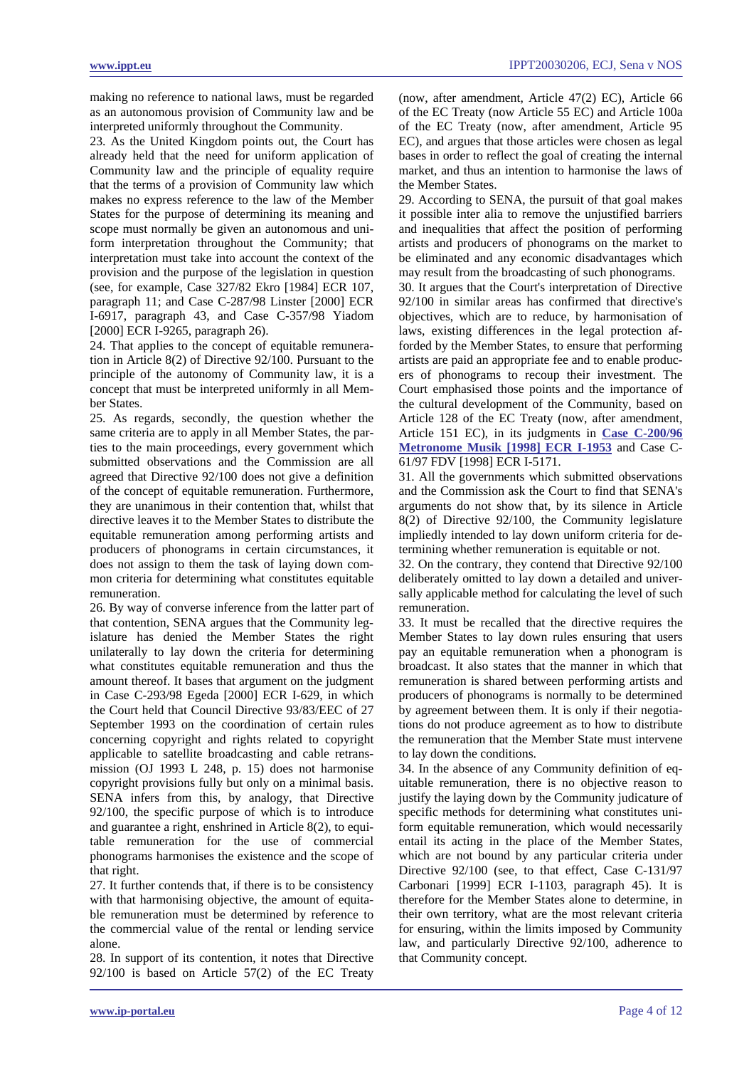making no reference to national laws, must be regarded as an autonomous provision of Community law and be interpreted uniformly throughout the Community.

23. As the United Kingdom points out, the Court has already held that the need for uniform application of Community law and the principle of equality require that the terms of a provision of Community law which makes no express reference to the law of the Member States for the purpose of determining its meaning and scope must normally be given an autonomous and uniform interpretation throughout the Community; that interpretation must take into account the context of the provision and the purpose of the legislation in question (see, for example, Case 327/82 Ekro [1984] ECR 107, paragraph 11; and Case C-287/98 Linster [2000] ECR I-6917, paragraph 43, and Case C-357/98 Yiadom [2000] ECR I-9265, paragraph 26).

24. That applies to the concept of equitable remuneration in Article 8(2) of Directive 92/100. Pursuant to the principle of the autonomy of Community law, it is a concept that must be interpreted uniformly in all Member States.

25. As regards, secondly, the question whether the same criteria are to apply in all Member States, the parties to the main proceedings, every government which submitted observations and the Commission are all agreed that Directive 92/100 does not give a definition of the concept of equitable remuneration. Furthermore, they are unanimous in their contention that, whilst that directive leaves it to the Member States to distribute the equitable remuneration among performing artists and producers of phonograms in certain circumstances, it does not assign to them the task of laying down common criteria for determining what constitutes equitable remuneration.

26. By way of converse inference from the latter part of that contention, SENA argues that the Community legislature has denied the Member States the right unilaterally to lay down the criteria for determining what constitutes equitable remuneration and thus the amount thereof. It bases that argument on the judgment in Case C-293/98 Egeda [2000] ECR I-629, in which the Court held that Council Directive 93/83/EEC of 27 September 1993 on the coordination of certain rules concerning copyright and rights related to copyright applicable to satellite broadcasting and cable retransmission (OJ 1993 L 248, p. 15) does not harmonise copyright provisions fully but only on a minimal basis. SENA infers from this, by analogy, that Directive 92/100, the specific purpose of which is to introduce and guarantee a right, enshrined in Article 8(2), to equitable remuneration for the use of commercial phonograms harmonises the existence and the scope of that right.

27. It further contends that, if there is to be consistency with that harmonising objective, the amount of equitable remuneration must be determined by reference to the commercial value of the rental or lending service alone.

28. In support of its contention, it notes that Directive 92/100 is based on Article 57(2) of the EC Treaty (now, after amendment, Article 47(2) EC), Article 66 of the EC Treaty (now Article 55 EC) and Article 100a of the EC Treaty (now, after amendment, Article 95 EC), and argues that those articles were chosen as legal bases in order to reflect the goal of creating the internal market, and thus an intention to harmonise the laws of the Member States.

29. According to SENA, the pursuit of that goal makes it possible inter alia to remove the unjustified barriers and inequalities that affect the position of performing artists and producers of phonograms on the market to be eliminated and any economic disadvantages which may result from the broadcasting of such phonograms.

30. It argues that the Court's interpretation of Directive 92/100 in similar areas has confirmed that directive's objectives, which are to reduce, by harmonisation of laws, existing differences in the legal protection afforded by the Member States, to ensure that performing artists are paid an appropriate fee and to enable producers of phonograms to recoup their investment. The Court emphasised those points and the importance of the cultural development of the Community, based on Article 128 of the EC Treaty (now, after amendment, Article 151 EC), in its judgments in **Case C-200/96 Metronome Musik [1998] ECR I-1953** and Case C-61/97 FDV [1998] ECR I-5171.

31. All the governments which submitted observations and the Commission ask the Court to find that SENA's arguments do not show that, by its silence in Article 8(2) of Directive 92/100, the Community legislature impliedly intended to lay down uniform criteria for determining whether remuneration is equitable or not.

32. On the contrary, they contend that Directive 92/100 deliberately omitted to lay down a detailed and universally applicable method for calculating the level of such remuneration.

33. It must be recalled that the directive requires the Member States to lay down rules ensuring that users pay an equitable remuneration when a phonogram is broadcast. It also states that the manner in which that remuneration is shared between performing artists and producers of phonograms is normally to be determined by agreement between them. It is only if their negotiations do not produce agreement as to how to distribute the remuneration that the Member State must intervene to lay down the conditions.

34. In the absence of any Community definition of equitable remuneration, there is no objective reason to justify the laying down by the Community judicature of specific methods for determining what constitutes uniform equitable remuneration, which would necessarily entail its acting in the place of the Member States, which are not bound by any particular criteria under Directive 92/100 (see, to that effect, Case C-131/97 Carbonari [1999] ECR I-1103, paragraph 45). It is therefore for the Member States alone to determine, in their own territory, what are the most relevant criteria for ensuring, within the limits imposed by Community law, and particularly Directive 92/100, adherence to that Community concept.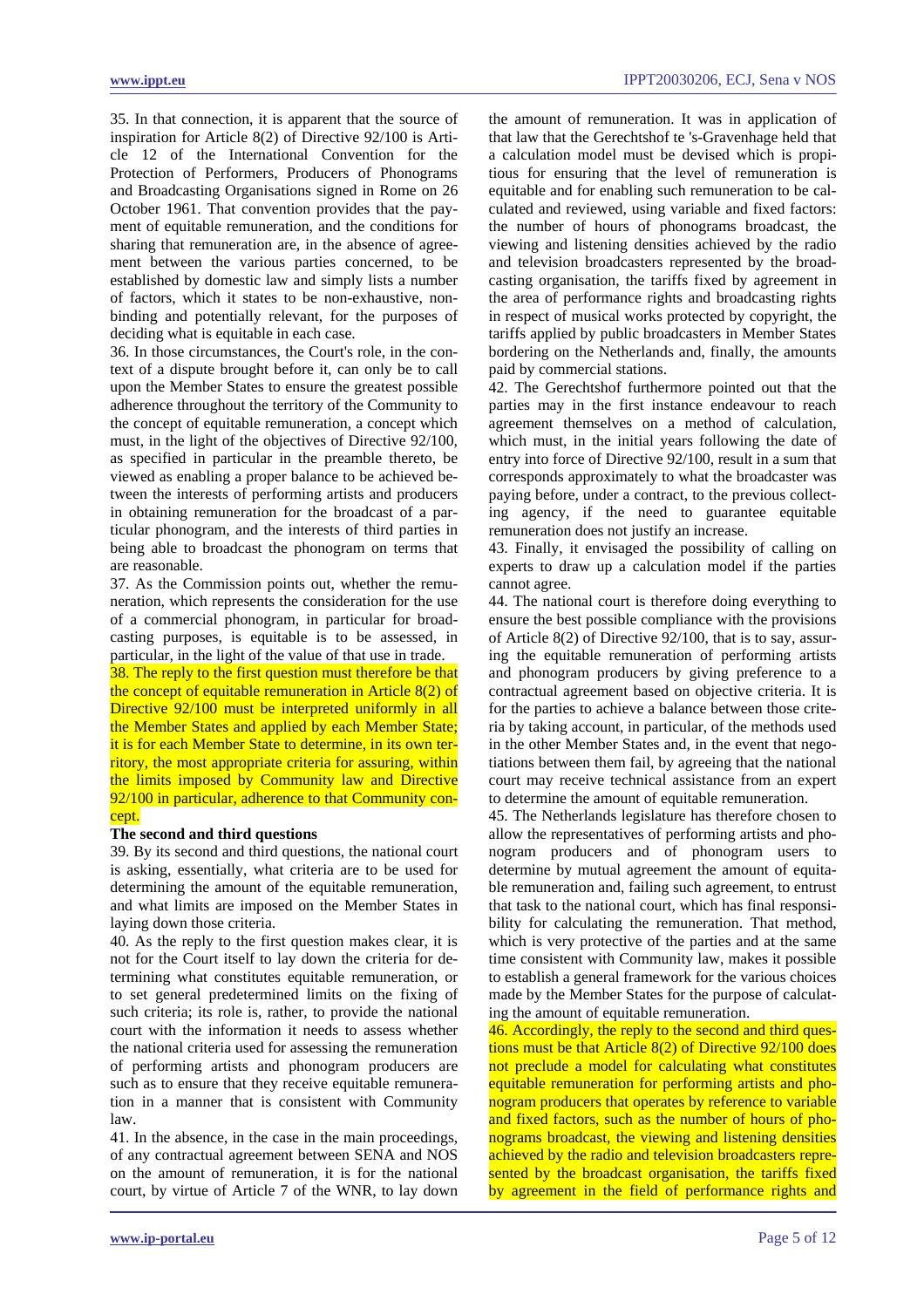35. In that connection, it is apparent that the source of inspiration for Article 8(2) of Directive 92/100 is Article 12 of the International Convention for the Protection of Performers, Producers of Phonograms and Broadcasting Organisations signed in Rome on 26 October 1961. That convention provides that the payment of equitable remuneration, and the conditions for sharing that remuneration are, in the absence of agreement between the various parties concerned, to be established by domestic law and simply lists a number of factors, which it states to be non-exhaustive, non-binding and potentially relevant, for the purposes of deciding what is equitable in each case.

36. In those circumstances, the Court's role, in the context of a dispute brought before it, can only be to call upon the Member States to ensure the greatest possible adherence throughout the territory of the Community to the concept of equitable remuneration, a concept which must, in the light of the objectives of Directive 92/100, as specified in particular in the preamble thereto, be viewed as enabling a proper balance to be achieved between the interests of performing artists and producers in obtaining remuneration for the broadcast of a particular phonogram, and the interests of third parties in being able to broadcast the phonogram on terms that are reasonable.

37. As the Commission points out, whether the remuneration, which represents the consideration for the use of a commercial phonogram, in particular for broadcasting purposes, is equitable is to be assessed, in particular, in the light of the value of that use in trade.

38. The reply to the first question must therefore be that the concept of equitable remuneration in Article 8(2) of Directive 92/100 must be interpreted uniformly in all the Member States and applied by each Member State; it is for each Member State to determine, in its own territory, the most appropriate criteria for assuring, within the limits imposed by Community law and Directive 92/100 in particular, adherence to that Community concept.

**The second and third questions**

39. By its second and third questions, the national court is asking, essentially, what criteria are to be used for determining the amount of the equitable remuneration, and what limits are imposed on the Member States in laying down those criteria.

40. As the reply to the first question makes clear, it is not for the Court itself to lay down the criteria for determining what constitutes equitable remuneration, or to set general predetermined limits on the fixing of such criteria; its role is, rather, to provide the national court with the information it needs to assess whether the national criteria used for assessing the remuneration of performing artists and phonogram producers are such as to ensure that they receive equitable remuneration in a manner that is consistent with Community law.

41. In the absence, in the case in the main proceedings, of any contractual agreement between SENA and NOS on the amount of remuneration, it is for the national court, by virtue of Article 7 of the WNR, to lay down the amount of remuneration. It was in application of that law that the Gerechtshof te 's-Gravenhage held that a calculation model must be devised which is propitious for ensuring that the level of remuneration is equitable and for enabling such remuneration to be calculated and reviewed, using variable and fixed factors: the number of hours of phonograms broadcast, the viewing and listening densities achieved by the radio and television broadcasters represented by the broadcasting organisation, the tariffs fixed by agreement in the area of performance rights and broadcasting rights in respect of musical works protected by copyright, the tariffs applied by public broadcasters in Member States bordering on the Netherlands and, finally, the amounts paid by commercial stations.

42. The Gerechtshof furthermore pointed out that the parties may in the first instance endeavour to reach agreement themselves on a method of calculation, which must, in the initial years following the date of entry into force of Directive 92/100, result in a sum that corresponds approximately to what the broadcaster was paying before, under a contract, to the previous collecting agency, if the need to guarantee equitable remuneration does not justify an increase.

43. Finally, it envisaged the possibility of calling on experts to draw up a calculation model if the parties cannot agree.

44. The national court is therefore doing everything to ensure the best possible compliance with the provisions of Article 8(2) of Directive 92/100, that is to say, assuring the equitable remuneration of performing artists and phonogram producers by giving preference to a contractual agreement based on objective criteria. It is for the parties to achieve a balance between those criteria by taking account, in particular, of the methods used in the other Member States and, in the event that negotiations between them fail, by agreeing that the national court may receive technical assistance from an expert to determine the amount of equitable remuneration.

45. The Netherlands legislature has therefore chosen to allow the representatives of performing artists and phonogram producers and of phonogram users to determine by mutual agreement the amount of equitable remuneration and, failing such agreement, to entrust that task to the national court, which has final responsibility for calculating the remuneration. That method, which is very protective of the parties and at the same time consistent with Community law, makes it possible to establish a general framework for the various choices made by the Member States for the purpose of calculating the amount of equitable remuneration.

46. Accordingly, the reply to the second and third questions must be that Article 8(2) of Directive 92/100 does not preclude a model for calculating what constitutes equitable remuneration for performing artists and phonogram producers that operates by reference to variable and fixed factors, such as the number of hours of phonograms broadcast, the viewing and listening densities achieved by the radio and television broadcasters represented by the broadcast organisation, the tariffs fixed by agreement in the field of performance rights and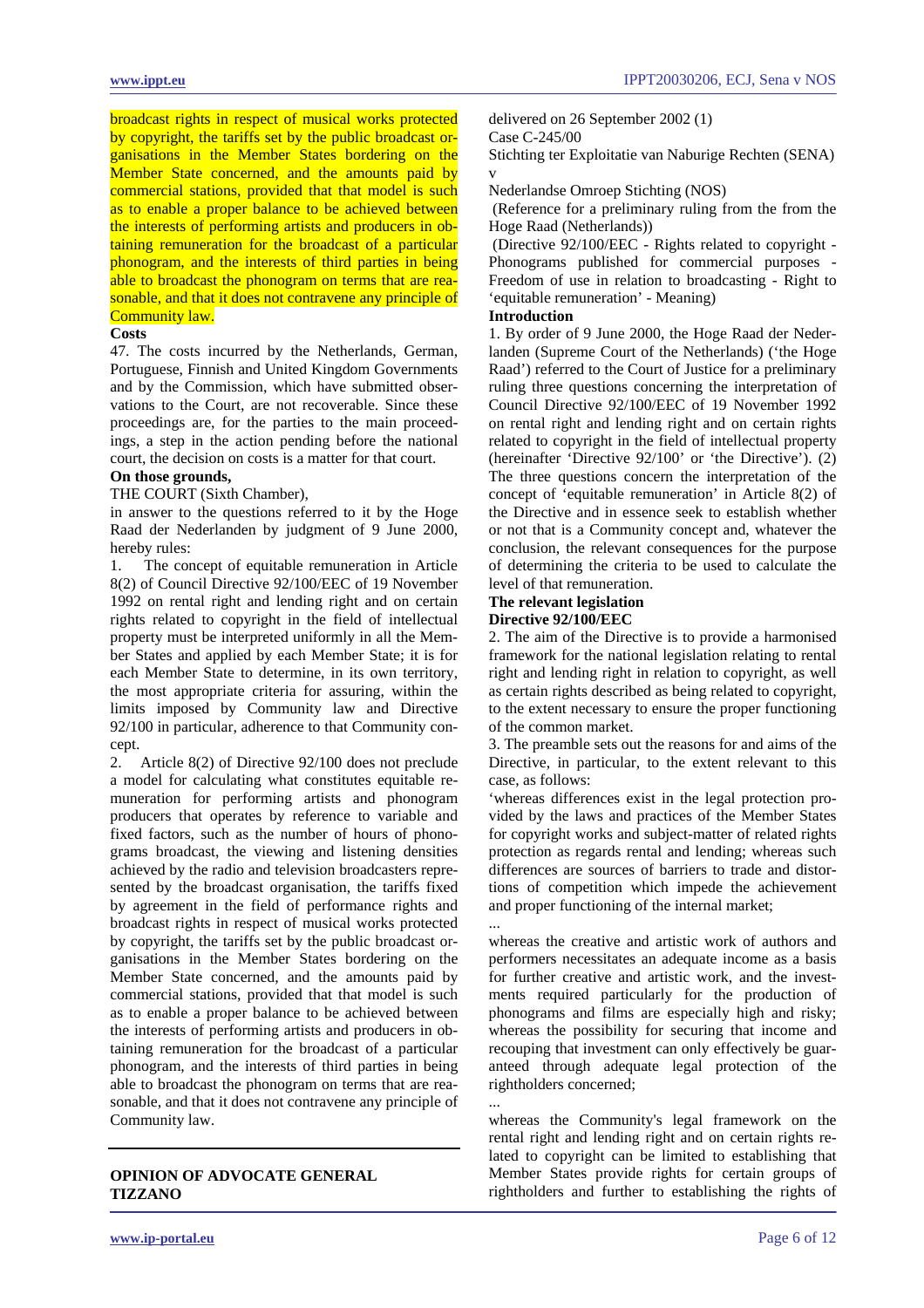broadcast rights in respect of musical works protected by copyright, the tariffs set by the public broadcast organisations in the Member States bordering on the Member State concerned, and the amounts paid by commercial stations, provided that that model is such as to enable a proper balance to be achieved between the interests of performing artists and producers in obtaining remuneration for the broadcast of a particular phonogram, and the interests of third parties in being able to broadcast the phonogram on terms that are reasonable, and that it does not contravene any principle of Community law.

**Costs**

47. The costs incurred by the Netherlands, German, Portuguese, Finnish and United Kingdom Governments and by the Commission, which have submitted observations to the Court, are not recoverable. Since these proceedings are, for the parties to the main proceedings, a step in the action pending before the national court, the decision on costs is a matter for that court.

**On those grounds,**

THE COURT (Sixth Chamber),

in answer to the questions referred to it by the Hoge Raad der Nederlanden by judgment of 9 June 2000, hereby rules:

1. The concept of equitable remuneration in Article 8(2) of Council Directive 92/100/EEC of 19 November 1992 on rental right and lending right and on certain rights related to copyright in the field of intellectual property must be interpreted uniformly in all the Member States and applied by each Member State; it is for each Member State to determine, in its own territory, the most appropriate criteria for assuring, within the limits imposed by Community law and Directive 92/100 in particular, adherence to that Community concept.

2. Article 8(2) of Directive 92/100 does not preclude a model for calculating what constitutes equitable remuneration for performing artists and phonogram producers that operates by reference to variable and fixed factors, such as the number of hours of phonograms broadcast, the viewing and listening densities achieved by the radio and television broadcasters represented by the broadcast organisation, the tariffs fixed by agreement in the field of performance rights and broadcast rights in respect of musical works protected by copyright, the tariffs set by the public broadcast organisations in the Member States bordering on the Member State concerned, and the amounts paid by commercial stations, provided that that model is such as to enable a proper balance to be achieved between the interests of performing artists and producers in obtaining remuneration for the broadcast of a particular phonogram, and the interests of third parties in being able to broadcast the phonogram on terms that are reasonable, and that it does not contravene any principle of Community law.

---

**OPINION OF ADVOCATE GENERAL TIZZANO**

delivered on 26 September 2002 (1)

Case C-245/00

Stichting ter Exploitatie van Naburige Rechten (SENA) v

Nederlandse Omroep Stichting (NOS)

(Reference for a preliminary ruling from the from the Hoge Raad (Netherlands))

(Directive 92/100/EEC - Rights related to copyright - Phonograms published for commercial purposes - Freedom of use in relation to broadcasting - Right to 'equitable remuneration' - Meaning)

**Introduction**

1. By order of 9 June 2000, the Hoge Raad der Nederlanden (Supreme Court of the Netherlands) ('the Hoge Raad') referred to the Court of Justice for a preliminary ruling three questions concerning the interpretation of Council Directive 92/100/EEC of 19 November 1992 on rental right and lending right and on certain rights related to copyright in the field of intellectual property (hereinafter 'Directive 92/100' or 'the Directive'). (2) The three questions concern the interpretation of the concept of 'equitable remuneration' in Article 8(2) of the Directive and in essence seek to establish whether or not that is a Community concept and, whatever the conclusion, the relevant consequences for the purpose of determining the criteria to be used to calculate the level of that remuneration.

**The relevant legislation**

**Directive 92/100/EEC**

2. The aim of the Directive is to provide a harmonised framework for the national legislation relating to rental right and lending right in relation to copyright, as well as certain rights described as being related to copyright, to the extent necessary to ensure the proper functioning of the common market.

3. The preamble sets out the reasons for and aims of the Directive, in particular, to the extent relevant to this case, as follows:

'whereas differences exist in the legal protection provided by the laws and practices of the Member States for copyright works and subject-matter of related rights protection as regards rental and lending; whereas such differences are sources of barriers to trade and distortions of competition which impede the achievement and proper functioning of the internal market;

...

whereas the creative and artistic work of authors and performers necessitates an adequate income as a basis for further creative and artistic work, and the investments required particularly for the production of phonograms and films are especially high and risky; whereas the possibility for securing that income and recouping that investment can only effectively be guaranteed through adequate legal protection of the rightholders concerned;

...

whereas the Community's legal framework on the rental right and lending right and on certain rights related to copyright can be limited to establishing that Member States provide rights for certain groups of rightholders and further to establishing the rights of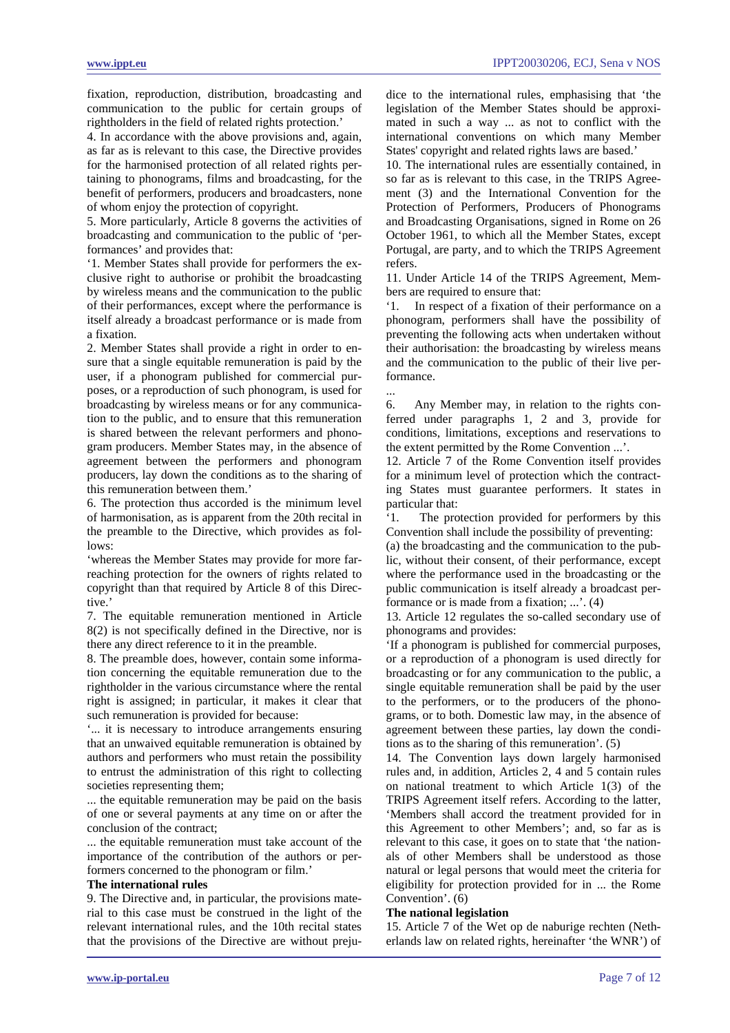fixation, reproduction, distribution, broadcasting and communication to the public for certain groups of rightholders in the field of related rights protection.'

4. In accordance with the above provisions and, again, as far as is relevant to this case, the Directive provides for the harmonised protection of all related rights pertaining to phonograms, films and broadcasting, for the benefit of performers, producers and broadcasters, none of whom enjoy the protection of copyright.

5. More particularly, Article 8 governs the activities of broadcasting and communication to the public of 'performances' and provides that:

'1. Member States shall provide for performers the exclusive right to authorise or prohibit the broadcasting by wireless means and the communication to the public of their performances, except where the performance is itself already a broadcast performance or is made from a fixation.

2. Member States shall provide a right in order to ensure that a single equitable remuneration is paid by the user, if a phonogram published for commercial purposes, or a reproduction of such phonogram, is used for broadcasting by wireless means or for any communication to the public, and to ensure that this remuneration is shared between the relevant performers and phonogram producers. Member States may, in the absence of agreement between the performers and phonogram producers, lay down the conditions as to the sharing of this remuneration between them.'

6. The protection thus accorded is the minimum level of harmonisation, as is apparent from the 20th recital in the preamble to the Directive, which provides as follows:

'whereas the Member States may provide for more far-reaching protection for the owners of rights related to copyright than that required by Article 8 of this Directive.'

7. The equitable remuneration mentioned in Article 8(2) is not specifically defined in the Directive, nor is there any direct reference to it in the preamble.

8. The preamble does, however, contain some information concerning the equitable remuneration due to the rightholder in the various circumstance where the rental right is assigned; in particular, it makes it clear that such remuneration is provided for because:

'... it is necessary to introduce arrangements ensuring that an unwaived equitable remuneration is obtained by authors and performers who must retain the possibility to entrust the administration of this right to collecting societies representing them;

... the equitable remuneration may be paid on the basis of one or several payments at any time on or after the conclusion of the contract;

... the equitable remuneration must take account of the importance of the contribution of the authors or performers concerned to the phonogram or film.'

**The international rules**

9. The Directive and, in particular, the provisions material to this case must be construed in the light of the relevant international rules, and the 10th recital states that the provisions of the Directive are without prejudice to the international rules, emphasising that 'the legislation of the Member States should be approximated in such a way ... as not to conflict with the international conventions on which many Member States' copyright and related rights laws are based.'

10. The international rules are essentially contained, in so far as is relevant to this case, in the TRIPS Agreement (3) and the International Convention for the Protection of Performers, Producers of Phonograms and Broadcasting Organisations, signed in Rome on 26 October 1961, to which all the Member States, except Portugal, are party, and to which the TRIPS Agreement refers.

11. Under Article 14 of the TRIPS Agreement, Members are required to ensure that:

'1. In respect of a fixation of their performance on a phonogram, performers shall have the possibility of preventing the following acts when undertaken without their authorisation: the broadcasting by wireless means and the communication to the public of their live performance.

...

6. Any Member may, in relation to the rights conferred under paragraphs 1, 2 and 3, provide for conditions, limitations, exceptions and reservations to the extent permitted by the Rome Convention ...'.

12. Article 7 of the Rome Convention itself provides for a minimum level of protection which the contracting States must guarantee performers. It states in particular that:

'1. The protection provided for performers by this Convention shall include the possibility of preventing:

(a) the broadcasting and the communication to the public, without their consent, of their performance, except where the performance used in the broadcasting or the public communication is itself already a broadcast performance or is made from a fixation; ...'. (4)

13. Article 12 regulates the so-called secondary use of phonograms and provides:

'If a phonogram is published for commercial purposes, or a reproduction of a phonogram is used directly for broadcasting or for any communication to the public, a single equitable remuneration shall be paid by the user to the performers, or to the producers of the phonograms, or to both. Domestic law may, in the absence of agreement between these parties, lay down the conditions as to the sharing of this remuneration'. (5)

14. The Convention lays down largely harmonised rules and, in addition, Articles 2, 4 and 5 contain rules on national treatment to which Article 1(3) of the TRIPS Agreement itself refers. According to the latter, 'Members shall accord the treatment provided for in this Agreement to other Members'; and, so far as is relevant to this case, it goes on to state that 'the nationals of other Members shall be understood as those natural or legal persons that would meet the criteria for eligibility for protection provided for in ... the Rome Convention'. (6)

**The national legislation**

15. Article 7 of the Wet op de naburige rechten (Netherlands law on related rights, hereinafter 'the WNR') of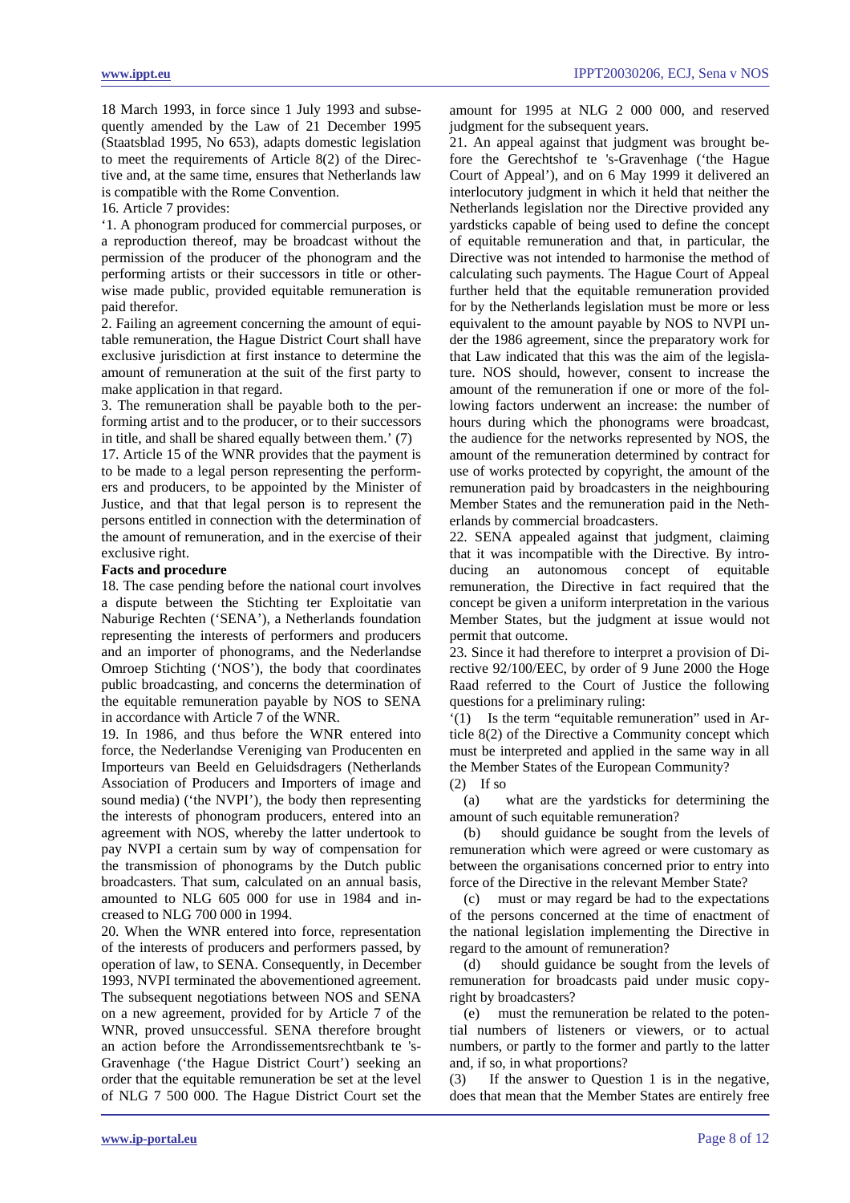18 March 1993, in force since 1 July 1993 and subsequently amended by the Law of 21 December 1995 (Staatsblad 1995, No 653), adapts domestic legislation to meet the requirements of Article 8(2) of the Directive and, at the same time, ensures that Netherlands law is compatible with the Rome Convention.

16. Article 7 provides:

'1. A phonogram produced for commercial purposes, or a reproduction thereof, may be broadcast without the permission of the producer of the phonogram and the performing artists or their successors in title or otherwise made public, provided equitable remuneration is paid therefor.

2. Failing an agreement concerning the amount of equitable remuneration, the Hague District Court shall have exclusive jurisdiction at first instance to determine the amount of remuneration at the suit of the first party to make application in that regard.

3. The remuneration shall be payable both to the performing artist and to the producer, or to their successors in title, and shall be shared equally between them.' (7)

17. Article 15 of the WNR provides that the payment is to be made to a legal person representing the performers and producers, to be appointed by the Minister of Justice, and that that legal person is to represent the persons entitled in connection with the determination of the amount of remuneration, and in the exercise of their exclusive right.

**Facts and procedure**

18. The case pending before the national court involves a dispute between the Stichting ter Exploitatie van Naburige Rechten ('SENA'), a Netherlands foundation representing the interests of performers and producers and an importer of phonograms, and the Nederlandse Omroep Stichting ('NOS'), the body that coordinates public broadcasting, and concerns the determination of the equitable remuneration payable by NOS to SENA in accordance with Article 7 of the WNR.

19. In 1986, and thus before the WNR entered into force, the Nederlandse Vereniging van Producenten en Importeurs van Beeld en Geluidsdragers (Netherlands Association of Producers and Importers of image and sound media) ('the NVPI'), the body then representing the interests of phonogram producers, entered into an agreement with NOS, whereby the latter undertook to pay NVPI a certain sum by way of compensation for the transmission of phonograms by the Dutch public broadcasters. That sum, calculated on an annual basis, amounted to NLG 605 000 for use in 1984 and increased to NLG 700 000 in 1994.

20. When the WNR entered into force, representation of the interests of producers and performers passed, by operation of law, to SENA. Consequently, in December 1993, NVPI terminated the abovementioned agreement. The subsequent negotiations between NOS and SENA on a new agreement, provided for by Article 7 of the WNR, proved unsuccessful. SENA therefore brought an action before the Arrondissementsrechtbank te 's-Gravenhage ('the Hague District Court') seeking an order that the equitable remuneration be set at the level of NLG 7 500 000. The Hague District Court set the amount for 1995 at NLG 2 000 000, and reserved judgment for the subsequent years.

21. An appeal against that judgment was brought before the Gerechtshof te 's-Gravenhage ('the Hague Court of Appeal'), and on 6 May 1999 it delivered an interlocutory judgment in which it held that neither the Netherlands legislation nor the Directive provided any yardsticks capable of being used to define the concept of equitable remuneration and that, in particular, the Directive was not intended to harmonise the method of calculating such payments. The Hague Court of Appeal further held that the equitable remuneration provided for by the Netherlands legislation must be more or less equivalent to the amount payable by NOS to NVPI under the 1986 agreement, since the preparatory work for that Law indicated that this was the aim of the legislature. NOS should, however, consent to increase the amount of the remuneration if one or more of the following factors underwent an increase: the number of hours during which the phonograms were broadcast, the audience for the networks represented by NOS, the amount of the remuneration determined by contract for use of works protected by copyright, the amount of the remuneration paid by broadcasters in the neighbouring Member States and the remuneration paid in the Netherlands by commercial broadcasters.

22. SENA appealed against that judgment, claiming that it was incompatible with the Directive. By introducing an autonomous concept of equitable remuneration, the Directive in fact required that the concept be given a uniform interpretation in the various Member States, but the judgment at issue would not permit that outcome.

23. Since it had therefore to interpret a provision of Directive 92/100/EEC, by order of 9 June 2000 the Hoge Raad referred to the Court of Justice the following questions for a preliminary ruling:

'(1) Is the term "equitable remuneration" used in Article 8(2) of the Directive a Community concept which must be interpreted and applied in the same way in all the Member States of the European Community?

(2) If so

(a) what are the yardsticks for determining the amount of such equitable remuneration?

(b) should guidance be sought from the levels of remuneration which were agreed or were customary as between the organisations concerned prior to entry into force of the Directive in the relevant Member State?

(c) must or may regard be had to the expectations of the persons concerned at the time of enactment of the national legislation implementing the Directive in regard to the amount of remuneration?

(d) should guidance be sought from the levels of remuneration for broadcasts paid under music copyright by broadcasters?

(e) must the remuneration be related to the potential numbers of listeners or viewers, or to actual numbers, or partly to the former and partly to the latter and, if so, in what proportions?

(3) If the answer to Question 1 is in the negative, does that mean that the Member States are entirely free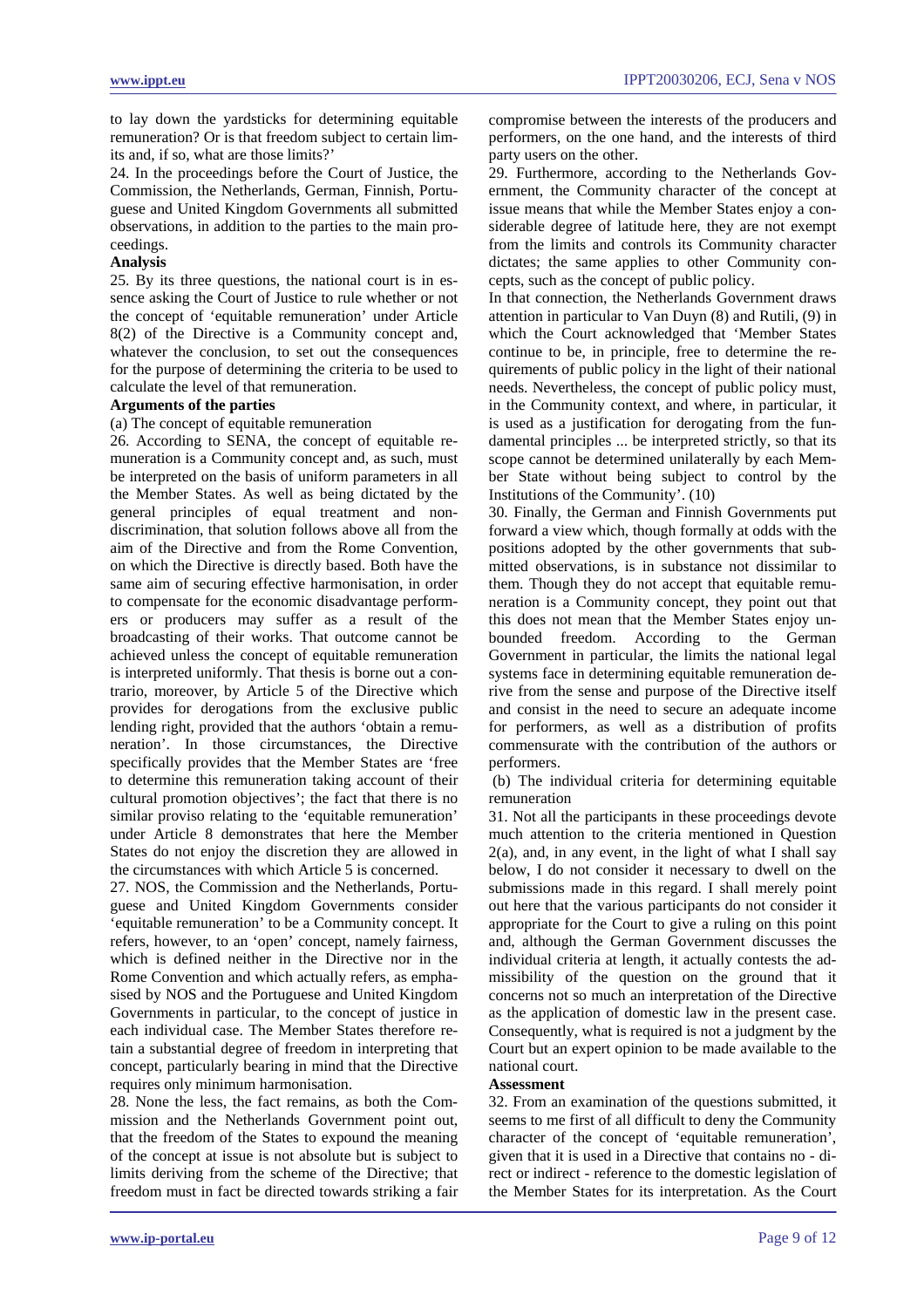to lay down the yardsticks for determining equitable remuneration? Or is that freedom subject to certain limits and, if so, what are those limits?'

24. In the proceedings before the Court of Justice, the Commission, the Netherlands, German, Finnish, Portuguese and United Kingdom Governments all submitted observations, in addition to the parties to the main proceedings.

**Analysis**

25. By its three questions, the national court is in essence asking the Court of Justice to rule whether or not the concept of 'equitable remuneration' under Article 8(2) of the Directive is a Community concept and, whatever the conclusion, to set out the consequences for the purpose of determining the criteria to be used to calculate the level of that remuneration.

**Arguments of the parties**

(a) The concept of equitable remuneration

26. According to SENA, the concept of equitable remuneration is a Community concept and, as such, must be interpreted on the basis of uniform parameters in all the Member States. As well as being dictated by the general principles of equal treatment and non-discrimination, that solution follows above all from the aim of the Directive and from the Rome Convention, on which the Directive is directly based. Both have the same aim of securing effective harmonisation, in order to compensate for the economic disadvantage performers or producers may suffer as a result of the broadcasting of their works. That outcome cannot be achieved unless the concept of equitable remuneration is interpreted uniformly. That thesis is borne out a contrario, moreover, by Article 5 of the Directive which provides for derogations from the exclusive public lending right, provided that the authors 'obtain a remuneration'. In those circumstances, the Directive specifically provides that the Member States are 'free to determine this remuneration taking account of their cultural promotion objectives'; the fact that there is no similar proviso relating to the 'equitable remuneration' under Article 8 demonstrates that here the Member States do not enjoy the discretion they are allowed in the circumstances with which Article 5 is concerned.

27. NOS, the Commission and the Netherlands, Portuguese and United Kingdom Governments consider 'equitable remuneration' to be a Community concept. It refers, however, to an 'open' concept, namely fairness, which is defined neither in the Directive nor in the Rome Convention and which actually refers, as emphasised by NOS and the Portuguese and United Kingdom Governments in particular, to the concept of justice in each individual case. The Member States therefore retain a substantial degree of freedom in interpreting that concept, particularly bearing in mind that the Directive requires only minimum harmonisation.

28. None the less, the fact remains, as both the Commission and the Netherlands Government point out, that the freedom of the States to expound the meaning of the concept at issue is not absolute but is subject to limits deriving from the scheme of the Directive; that freedom must in fact be directed towards striking a fair compromise between the interests of the producers and performers, on the one hand, and the interests of third party users on the other.

29. Furthermore, according to the Netherlands Government, the Community character of the concept at issue means that while the Member States enjoy a considerable degree of latitude here, they are not exempt from the limits and controls its Community character dictates; the same applies to other Community concepts, such as the concept of public policy.

In that connection, the Netherlands Government draws attention in particular to Van Duyn (8) and Rutili, (9) in which the Court acknowledged that 'Member States continue to be, in principle, free to determine the requirements of public policy in the light of their national needs. Nevertheless, the concept of public policy must, in the Community context, and where, in particular, it is used as a justification for derogating from the fundamental principles ... be interpreted strictly, so that its scope cannot be determined unilaterally by each Member State without being subject to control by the Institutions of the Community'. (10)

30. Finally, the German and Finnish Governments put forward a view which, though formally at odds with the positions adopted by the other governments that submitted observations, is in substance not dissimilar to them. Though they do not accept that equitable remuneration is a Community concept, they point out that this does not mean that the Member States enjoy unbounded freedom. According to the German Government in particular, the limits the national legal systems face in determining equitable remuneration derive from the sense and purpose of the Directive itself and consist in the need to secure an adequate income for performers, as well as a distribution of profits commensurate with the contribution of the authors or performers.

(b) The individual criteria for determining equitable remuneration

31. Not all the participants in these proceedings devote much attention to the criteria mentioned in Question 2(a), and, in any event, in the light of what I shall say below, I do not consider it necessary to dwell on the submissions made in this regard. I shall merely point out here that the various participants do not consider it appropriate for the Court to give a ruling on this point and, although the German Government discusses the individual criteria at length, it actually contests the admissibility of the question on the ground that it concerns not so much an interpretation of the Directive as the application of domestic law in the present case. Consequently, what is required is not a judgment by the Court but an expert opinion to be made available to the national court.

**Assessment**

32. From an examination of the questions submitted, it seems to me first of all difficult to deny the Community character of the concept of 'equitable remuneration', given that it is used in a Directive that contains no - direct or indirect - reference to the domestic legislation of the Member States for its interpretation. As the Court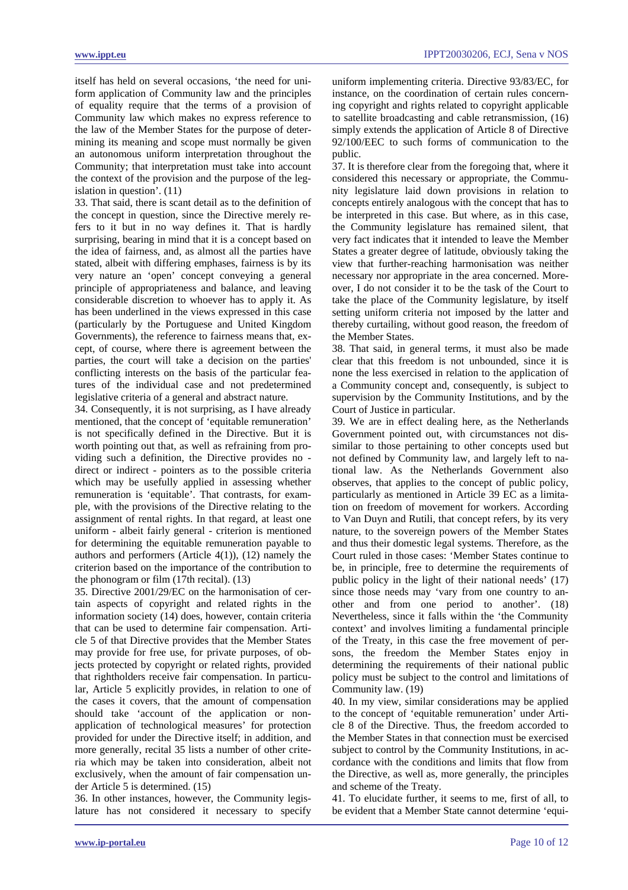itself has held on several occasions, 'the need for uniform application of Community law and the principles of equality require that the terms of a provision of Community law which makes no express reference to the law of the Member States for the purpose of determining its meaning and scope must normally be given an autonomous uniform interpretation throughout the Community; that interpretation must take into account the context of the provision and the purpose of the legislation in question'. (11)

33. That said, there is scant detail as to the definition of the concept in question, since the Directive merely refers to it but in no way defines it. That is hardly surprising, bearing in mind that it is a concept based on the idea of fairness, and, as almost all the parties have stated, albeit with differing emphases, fairness is by its very nature an 'open' concept conveying a general principle of appropriateness and balance, and leaving considerable discretion to whoever has to apply it. As has been underlined in the views expressed in this case (particularly by the Portuguese and United Kingdom Governments), the reference to fairness means that, except, of course, where there is agreement between the parties, the court will take a decision on the parties' conflicting interests on the basis of the particular features of the individual case and not predetermined legislative criteria of a general and abstract nature.

34. Consequently, it is not surprising, as I have already mentioned, that the concept of 'equitable remuneration' is not specifically defined in the Directive. But it is worth pointing out that, as well as refraining from providing such a definition, the Directive provides no - direct or indirect - pointers as to the possible criteria which may be usefully applied in assessing whether remuneration is 'equitable'. That contrasts, for example, with the provisions of the Directive relating to the assignment of rental rights. In that regard, at least one uniform - albeit fairly general - criterion is mentioned for determining the equitable remuneration payable to authors and performers (Article 4(1)), (12) namely the criterion based on the importance of the contribution to the phonogram or film (17th recital). (13)

35. Directive 2001/29/EC on the harmonisation of certain aspects of copyright and related rights in the information society (14) does, however, contain criteria that can be used to determine fair compensation. Article 5 of that Directive provides that the Member States may provide for free use, for private purposes, of objects protected by copyright or related rights, provided that rightholders receive fair compensation. In particular, Article 5 explicitly provides, in relation to one of the cases it covers, that the amount of compensation should take 'account of the application or non-application of technological measures' for protection provided for under the Directive itself; in addition, and more generally, recital 35 lists a number of other criteria which may be taken into consideration, albeit not exclusively, when the amount of fair compensation under Article 5 is determined. (15)

36. In other instances, however, the Community legislature has not considered it necessary to specify uniform implementing criteria. Directive 93/83/EC, for instance, on the coordination of certain rules concerning copyright and rights related to copyright applicable to satellite broadcasting and cable retransmission, (16) simply extends the application of Article 8 of Directive 92/100/EEC to such forms of communication to the public.

37. It is therefore clear from the foregoing that, where it considered this necessary or appropriate, the Community legislature laid down provisions in relation to concepts entirely analogous with the concept that has to be interpreted in this case. But where, as in this case, the Community legislature has remained silent, that very fact indicates that it intended to leave the Member States a greater degree of latitude, obviously taking the view that further-reaching harmonisation was neither necessary nor appropriate in the area concerned. Moreover, I do not consider it to be the task of the Court to take the place of the Community legislature, by itself setting uniform criteria not imposed by the latter and thereby curtailing, without good reason, the freedom of the Member States.

38. That said, in general terms, it must also be made clear that this freedom is not unbounded, since it is none the less exercised in relation to the application of a Community concept and, consequently, is subject to supervision by the Community Institutions, and by the Court of Justice in particular.

39. We are in effect dealing here, as the Netherlands Government pointed out, with circumstances not dissimilar to those pertaining to other concepts used but not defined by Community law, and largely left to national law. As the Netherlands Government also observes, that applies to the concept of public policy, particularly as mentioned in Article 39 EC as a limitation on freedom of movement for workers. According to Van Duyn and Rutili, that concept refers, by its very nature, to the sovereign powers of the Member States and thus their domestic legal systems. Therefore, as the Court ruled in those cases: 'Member States continue to be, in principle, free to determine the requirements of public policy in the light of their national needs' (17) since those needs may 'vary from one country to another and from one period to another'. (18) Nevertheless, since it falls within the 'the Community context' and involves limiting a fundamental principle of the Treaty, in this case the free movement of persons, the freedom the Member States enjoy in determining the requirements of their national public policy must be subject to the control and limitations of Community law. (19)

40. In my view, similar considerations may be applied to the concept of 'equitable remuneration' under Article 8 of the Directive. Thus, the freedom accorded to the Member States in that connection must be exercised subject to control by the Community Institutions, in accordance with the conditions and limits that flow from the Directive, as well as, more generally, the principles and scheme of the Treaty.

41. To elucidate further, it seems to me, first of all, to be evident that a Member State cannot determine 'equi-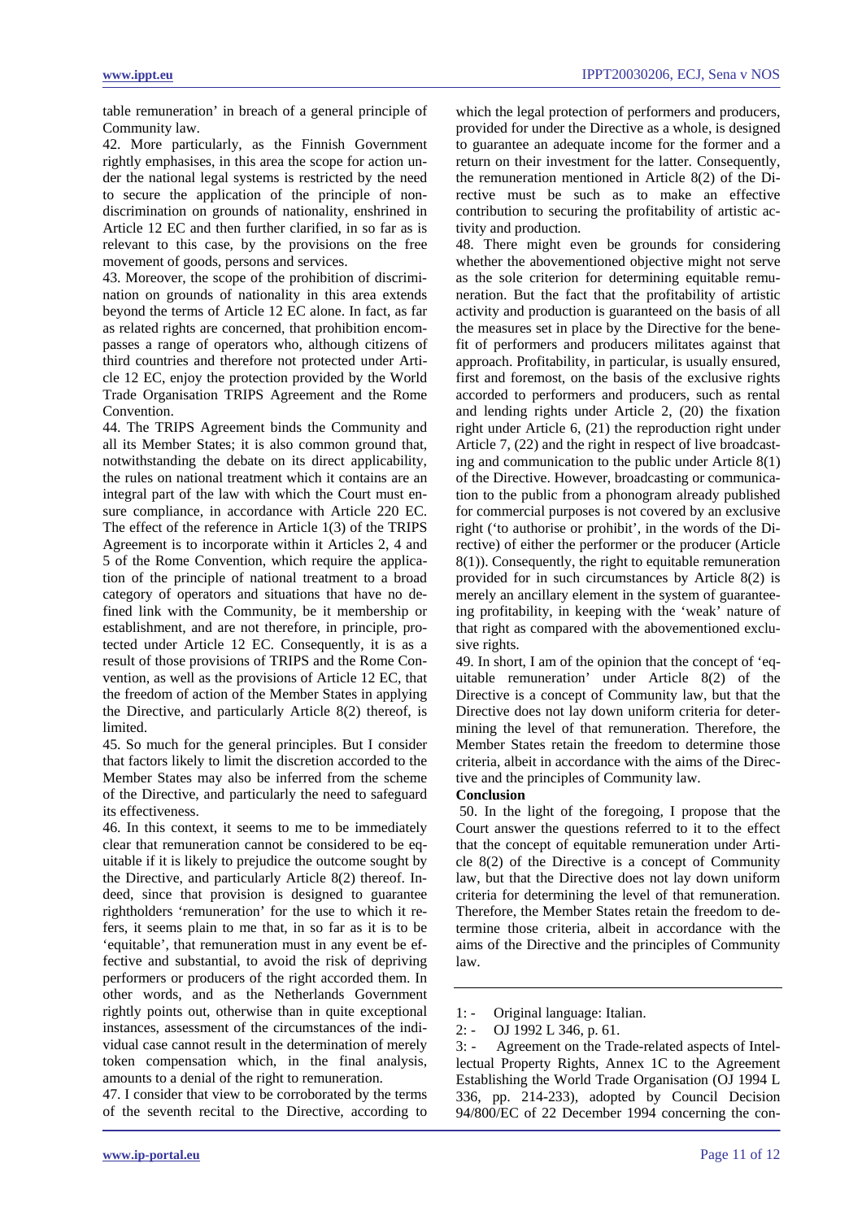table remuneration' in breach of a general principle of Community law.

42. More particularly, as the Finnish Government rightly emphasises, in this area the scope for action under the national legal systems is restricted by the need to secure the application of the principle of non-discrimination on grounds of nationality, enshrined in Article 12 EC and then further clarified, in so far as is relevant to this case, by the provisions on the free movement of goods, persons and services.

43. Moreover, the scope of the prohibition of discrimination on grounds of nationality in this area extends beyond the terms of Article 12 EC alone. In fact, as far as related rights are concerned, that prohibition encompasses a range of operators who, although citizens of third countries and therefore not protected under Article 12 EC, enjoy the protection provided by the World Trade Organisation TRIPS Agreement and the Rome Convention.

44. The TRIPS Agreement binds the Community and all its Member States; it is also common ground that, notwithstanding the debate on its direct applicability, the rules on national treatment which it contains are an integral part of the law with which the Court must ensure compliance, in accordance with Article 220 EC. The effect of the reference in Article 1(3) of the TRIPS Agreement is to incorporate within it Articles 2, 4 and 5 of the Rome Convention, which require the application of the principle of national treatment to a broad category of operators and situations that have no defined link with the Community, be it membership or establishment, and are not therefore, in principle, protected under Article 12 EC. Consequently, it is as a result of those provisions of TRIPS and the Rome Convention, as well as the provisions of Article 12 EC, that the freedom of action of the Member States in applying the Directive, and particularly Article 8(2) thereof, is limited.

45. So much for the general principles. But I consider that factors likely to limit the discretion accorded to the Member States may also be inferred from the scheme of the Directive, and particularly the need to safeguard its effectiveness.

46. In this context, it seems to me to be immediately clear that remuneration cannot be considered to be equitable if it is likely to prejudice the outcome sought by the Directive, and particularly Article 8(2) thereof. Indeed, since that provision is designed to guarantee rightholders 'remuneration' for the use to which it refers, it seems plain to me that, in so far as it is to be 'equitable', that remuneration must in any event be effective and substantial, to avoid the risk of depriving performers or producers of the right accorded them. In other words, and as the Netherlands Government rightly points out, otherwise than in quite exceptional instances, assessment of the circumstances of the individual case cannot result in the determination of merely token compensation which, in the final analysis, amounts to a denial of the right to remuneration.

47. I consider that view to be corroborated by the terms of the seventh recital to the Directive, according to which the legal protection of performers and producers, provided for under the Directive as a whole, is designed to guarantee an adequate income for the former and a return on their investment for the latter. Consequently, the remuneration mentioned in Article 8(2) of the Directive must be such as to make an effective contribution to securing the profitability of artistic activity and production.

48. There might even be grounds for considering whether the abovementioned objective might not serve as the sole criterion for determining equitable remuneration. But the fact that the profitability of artistic activity and production is guaranteed on the basis of all the measures set in place by the Directive for the benefit of performers and producers militates against that approach. Profitability, in particular, is usually ensured, first and foremost, on the basis of the exclusive rights accorded to performers and producers, such as rental and lending rights under Article 2, (20) the fixation right under Article 6, (21) the reproduction right under Article 7, (22) and the right in respect of live broadcasting and communication to the public under Article 8(1) of the Directive. However, broadcasting or communication to the public from a phonogram already published for commercial purposes is not covered by an exclusive right ('to authorise or prohibit', in the words of the Directive) of either the performer or the producer (Article 8(1)). Consequently, the right to equitable remuneration provided for in such circumstances by Article 8(2) is merely an ancillary element in the system of guaranteeing profitability, in keeping with the 'weak' nature of that right as compared with the abovementioned exclusive rights.

49. In short, I am of the opinion that the concept of 'equitable remuneration' under Article 8(2) of the Directive is a concept of Community law, but that the Directive does not lay down uniform criteria for determining the level of that remuneration. Therefore, the Member States retain the freedom to determine those criteria, albeit in accordance with the aims of the Directive and the principles of Community law.

**Conclusion**

50. In the light of the foregoing, I propose that the Court answer the questions referred to it to the effect that the concept of equitable remuneration under Article 8(2) of the Directive is a concept of Community law, but that the Directive does not lay down uniform criteria for determining the level of that remuneration. Therefore, the Member States retain the freedom to determine those criteria, albeit in accordance with the aims of the Directive and the principles of Community law.

---

1: - Original language: Italian.

2: - OJ 1992 L 346, p. 61.

3: - Agreement on the Trade-related aspects of Intellectual Property Rights, Annex 1C to the Agreement Establishing the World Trade Organisation (OJ 1994 L 336, pp. 214-233), adopted by Council Decision 94/800/EC of 22 December 1994 concerning the con-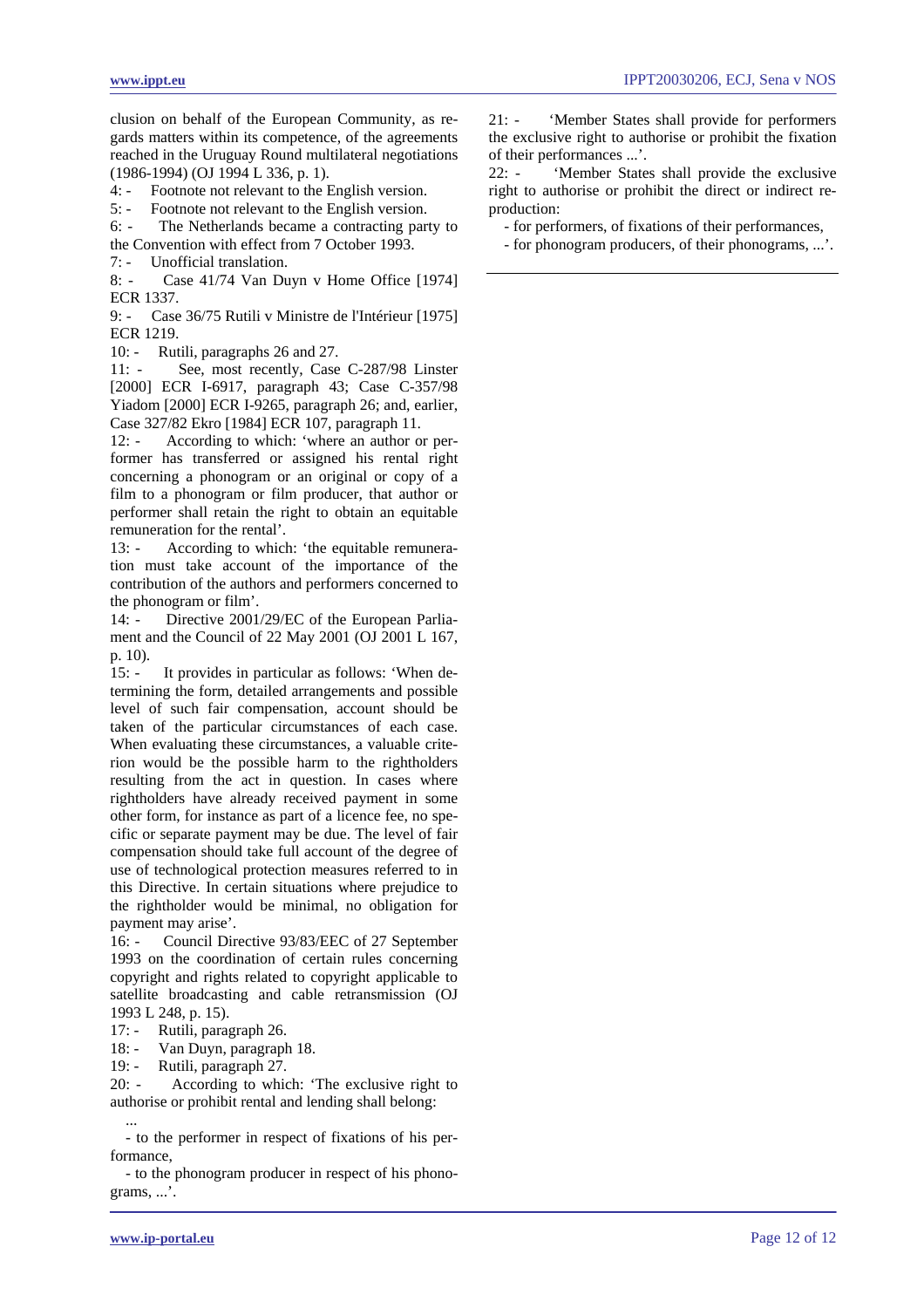clusion on behalf of the European Community, as regards matters within its competence, of the agreements reached in the Uruguay Round multilateral negotiations (1986-1994) (OJ 1994 L 336, p. 1).

4: - Footnote not relevant to the English version.

5: - Footnote not relevant to the English version.

6: - The Netherlands became a contracting party to the Convention with effect from 7 October 1993.

7: - Unofficial translation.

8: - Case 41/74 Van Duyn v Home Office [1974] ECR 1337.

9: - Case 36/75 Rutili v Ministre de l'Intérieur [1975] ECR 1219.

10: - Rutili, paragraphs 26 and 27.

11: - See, most recently, Case C-287/98 Linster [2000] ECR I-6917, paragraph 43; Case C-357/98 Yiadom [2000] ECR I-9265, paragraph 26; and, earlier, Case 327/82 Ekro [1984] ECR 107, paragraph 11.

12: - According to which: 'where an author or performer has transferred or assigned his rental right concerning a phonogram or an original or copy of a film to a phonogram or film producer, that author or performer shall retain the right to obtain an equitable remuneration for the rental'.

13: - According to which: 'the equitable remuneration must take account of the importance of the contribution of the authors and performers concerned to the phonogram or film'.

14: - Directive 2001/29/EC of the European Parliament and the Council of 22 May 2001 (OJ 2001 L 167, p. 10).

15: - It provides in particular as follows: 'When determining the form, detailed arrangements and possible level of such fair compensation, account should be taken of the particular circumstances of each case. When evaluating these circumstances, a valuable criterion would be the possible harm to the rightholders resulting from the act in question. In cases where rightholders have already received payment in some other form, for instance as part of a licence fee, no specific or separate payment may be due. The level of fair compensation should take full account of the degree of use of technological protection measures referred to in this Directive. In certain situations where prejudice to the rightholder would be minimal, no obligation for payment may arise'.

16: - Council Directive 93/83/EEC of 27 September 1993 on the coordination of certain rules concerning copyright and rights related to copyright applicable to satellite broadcasting and cable retransmission (OJ 1993 L 248, p. 15).

17: - Rutili, paragraph 26.

18: - Van Duyn, paragraph 18.

19: - Rutili, paragraph 27.

20: - According to which: 'The exclusive right to authorise or prohibit rental and lending shall belong:

...

- to the performer in respect of fixations of his performance,

- to the phonogram producer in respect of his phonograms, ...'.

21: - 'Member States shall provide for performers the exclusive right to authorise or prohibit the fixation of their performances ...'.

22: - 'Member States shall provide the exclusive right to authorise or prohibit the direct or indirect reproduction:

- for performers, of fixations of their performances,

- for phonogram producers, of their phonograms, ...'.